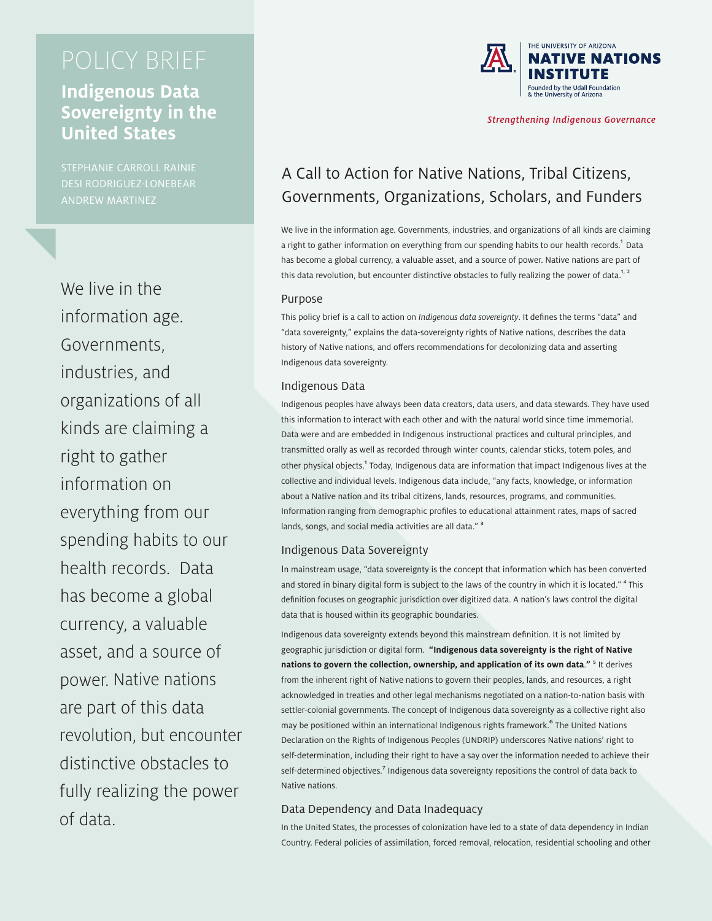POLICY BRIEF

# Indigenous Data Sovereignty in the United States

STEPHANIE CARROLL RAINIE
DESI RODRIGUEZ-LONEBEAR
ANDREW MARTINEZ

THE UNIVERSITY OF ARIZONA
NATIVE NATIONS INSTITUTE
Founded by the Udall Foundation & the University of Arizona

*Strengthening Indigenous Governance*

We live in the information age. Governments, industries, and organizations of all kinds are claiming a right to gather information on everything from our spending habits to our health records. Data has become a global currency, a valuable asset, and a source of power. Native nations are part of this data revolution, but encounter distinctive obstacles to fully realizing the power of data.

## A Call to Action for Native Nations, Tribal Citizens, Governments, Organizations, Scholars, and Funders

We live in the information age. Governments, industries, and organizations of all kinds are claiming a right to gather information on everything from our spending habits to our health records.[1] Data has become a global currency, a valuable asset, and a source of power. Native nations are part of this data revolution, but encounter distinctive obstacles to fully realizing the power of data.[1, 2]

### Purpose

This policy brief is a call to action on *Indigenous data sovereignty*. It defines the terms "data" and "data sovereignty," explains the data-sovereignty rights of Native nations, describes the data history of Native nations, and offers recommendations for decolonizing data and asserting Indigenous data sovereignty.

### Indigenous Data

Indigenous peoples have always been data creators, data users, and data stewards. They have used this information to interact with each other and with the natural world since time immemorial. Data were and are embedded in Indigenous instructional practices and cultural principles, and transmitted orally as well as recorded through winter counts, calendar sticks, totem poles, and other physical objects.[1] Today, Indigenous data are information that impact Indigenous lives at the collective and individual levels. Indigenous data include, "any facts, knowledge, or information about a Native nation and its tribal citizens, lands, resources, programs, and communities. Information ranging from demographic profiles to educational attainment rates, maps of sacred lands, songs, and social media activities are all data." [3]

### Indigenous Data Sovereignty

In mainstream usage, "data sovereignty is the concept that information which has been converted and stored in binary digital form is subject to the laws of the country in which it is located." [4] This definition focuses on geographic jurisdiction over digitized data. A nation's laws control the digital data that is housed within its geographic boundaries.

Indigenous data sovereignty extends beyond this mainstream definition. It is not limited by geographic jurisdiction or digital form. **"Indigenous data sovereignty is the right of Native nations to govern the collection, ownership, and application of its own data."** [5] It derives from the inherent right of Native nations to govern their peoples, lands, and resources, a right acknowledged in treaties and other legal mechanisms negotiated on a nation-to-nation basis with settler-colonial governments. The concept of Indigenous data sovereignty as a collective right also may be positioned within an international Indigenous rights framework.[6] The United Nations Declaration on the Rights of Indigenous Peoples (UNDRIP) underscores Native nations' right to self-determination, including their right to have a say over the information needed to achieve their self-determined objectives.[7] Indigenous data sovereignty repositions the control of data back to Native nations.

### Data Dependency and Data Inadequacy

In the United States, the processes of colonization have led to a state of data dependency in Indian Country. Federal policies of assimilation, forced removal, relocation, residential schooling and other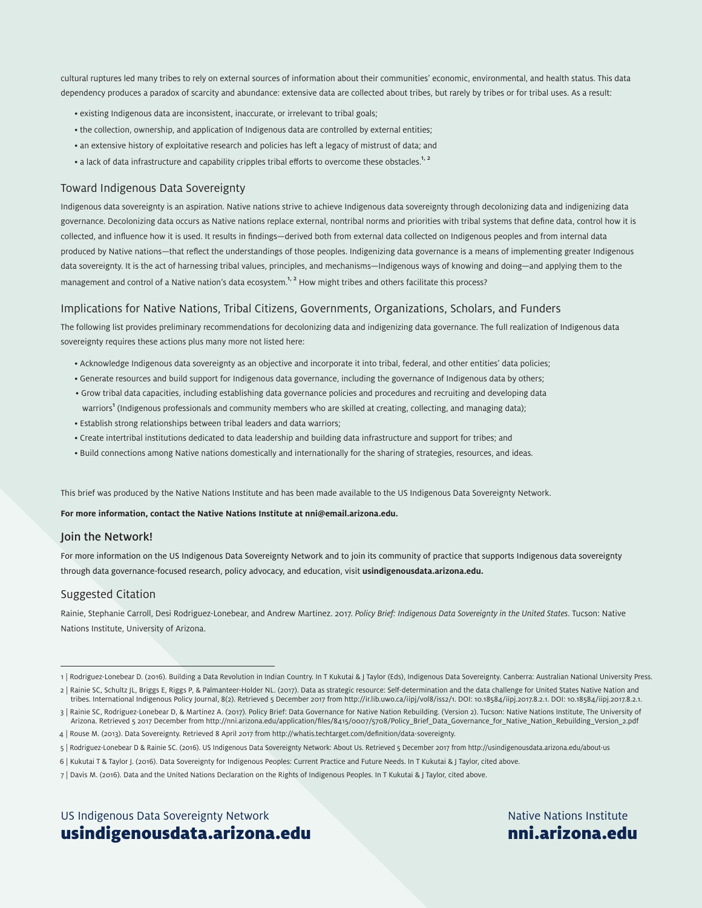cultural ruptures led many tribes to rely on external sources of information about their communities' economic, environmental, and health status. This data dependency produces a paradox of scarcity and abundance: extensive data are collected about tribes, but rarely by tribes or for tribal uses. As a result:

- existing Indigenous data are inconsistent, inaccurate, or irrelevant to tribal goals;
- the collection, ownership, and application of Indigenous data are controlled by external entities;
- an extensive history of exploitative research and policies has left a legacy of mistrust of data; and
- a lack of data infrastructure and capability cripples tribal efforts to overcome these obstacles.[1, 2]

## Toward Indigenous Data Sovereignty

Indigenous data sovereignty is an aspiration. Native nations strive to achieve Indigenous data sovereignty through decolonizing data and indigenizing data governance. Decolonizing data occurs as Native nations replace external, nontribal norms and priorities with tribal systems that define data, control how it is collected, and influence how it is used. It results in findings—derived both from external data collected on Indigenous peoples and from internal data produced by Native nations—that reflect the understandings of those peoples. Indigenizing data governance is a means of implementing greater Indigenous data sovereignty. It is the act of harnessing tribal values, principles, and mechanisms—Indigenous ways of knowing and doing—and applying them to the management and control of a Native nation's data ecosystem.[1, 2] How might tribes and others facilitate this process?

## Implications for Native Nations, Tribal Citizens, Governments, Organizations, Scholars, and Funders

The following list provides preliminary recommendations for decolonizing data and indigenizing data governance. The full realization of Indigenous data sovereignty requires these actions plus many more not listed here:

- Acknowledge Indigenous data sovereignty as an objective and incorporate it into tribal, federal, and other entities' data policies;
- Generate resources and build support for Indigenous data governance, including the governance of Indigenous data by others;
- Grow tribal data capacities, including establishing data governance policies and procedures and recruiting and developing data warriors[1] (Indigenous professionals and community members who are skilled at creating, collecting, and managing data);
- Establish strong relationships between tribal leaders and data warriors;
- Create intertribal institutions dedicated to data leadership and building data infrastructure and support for tribes; and
- Build connections among Native nations domestically and internationally for the sharing of strategies, resources, and ideas.

This brief was produced by the Native Nations Institute and has been made available to the US Indigenous Data Sovereignty Network.

**For more information, contact the Native Nations Institute at nni@email.arizona.edu.**

## Join the Network!

For more information on the US Indigenous Data Sovereignty Network and to join its community of practice that supports Indigenous data sovereignty through data governance-focused research, policy advocacy, and education, visit **usindigenousdata.arizona.edu.**

## Suggested Citation

Rainie, Stephanie Carroll, Desi Rodriguez-Lonebear, and Andrew Martinez. 2017. *Policy Brief: Indigenous Data Sovereignty in the United States*. Tucson: Native Nations Institute, University of Arizona.

---

1 | Rodriguez-Lonebear D. (2016). Building a Data Revolution in Indian Country. In T Kukutai & J Taylor (Eds), Indigenous Data Sovereignty. Canberra: Australian National University Press.

2 | Rainie SC, Schultz JL, Briggs E, Riggs P, & Palmanteer-Holder NL. (2017). Data as strategic resource: Self-determination and the data challenge for United States Native Nation and tribes. International Indigenous Policy Journal, 8(2). Retrieved 5 December 2017 from http://ir.lib.uwo.ca/iipj/vol8/iss2/1. DOI: 10.18584/iipj.2017.8.2.1. DOI: 10.18584/iipj.2017.8.2.1.

3 | Rainie SC, Rodriguez-Lonebear D, & Martinez A. (2017). Policy Brief: Data Governance for Native Nation Rebuilding. (Version 2). Tucson: Native Nations Institute, The University of Arizona. Retrieved 5 2017 December from http://nni.arizona.edu/application/files/8415/0007/5708/Policy_Brief_Data_Governance_for_Native_Nation_Rebuilding_Version_2.pdf

4 | Rouse M. (2013). Data Sovereignty. Retrieved 8 April 2017 from http://whatis.techtarget.com/definition/data-sovereignty.

5 | Rodriguez-Lonebear D & Rainie SC. (2016). US Indigenous Data Sovereignty Network: About Us. Retrieved 5 December 2017 from http://usindigenousdata.arizona.edu/about-us

6 | Kukutai T & Taylor J. (2016). Data Sovereignty for Indigenous Peoples: Current Practice and Future Needs. In T Kukutai & J Taylor, cited above.

7 | Davis M. (2016). Data and the United Nations Declaration on the Rights of Indigenous Peoples. In T Kukutai & J Taylor, cited above.

US Indigenous Data Sovereignty Network
**usindigenousdata.arizona.edu**

Native Nations Institute
**nni.arizona.edu**